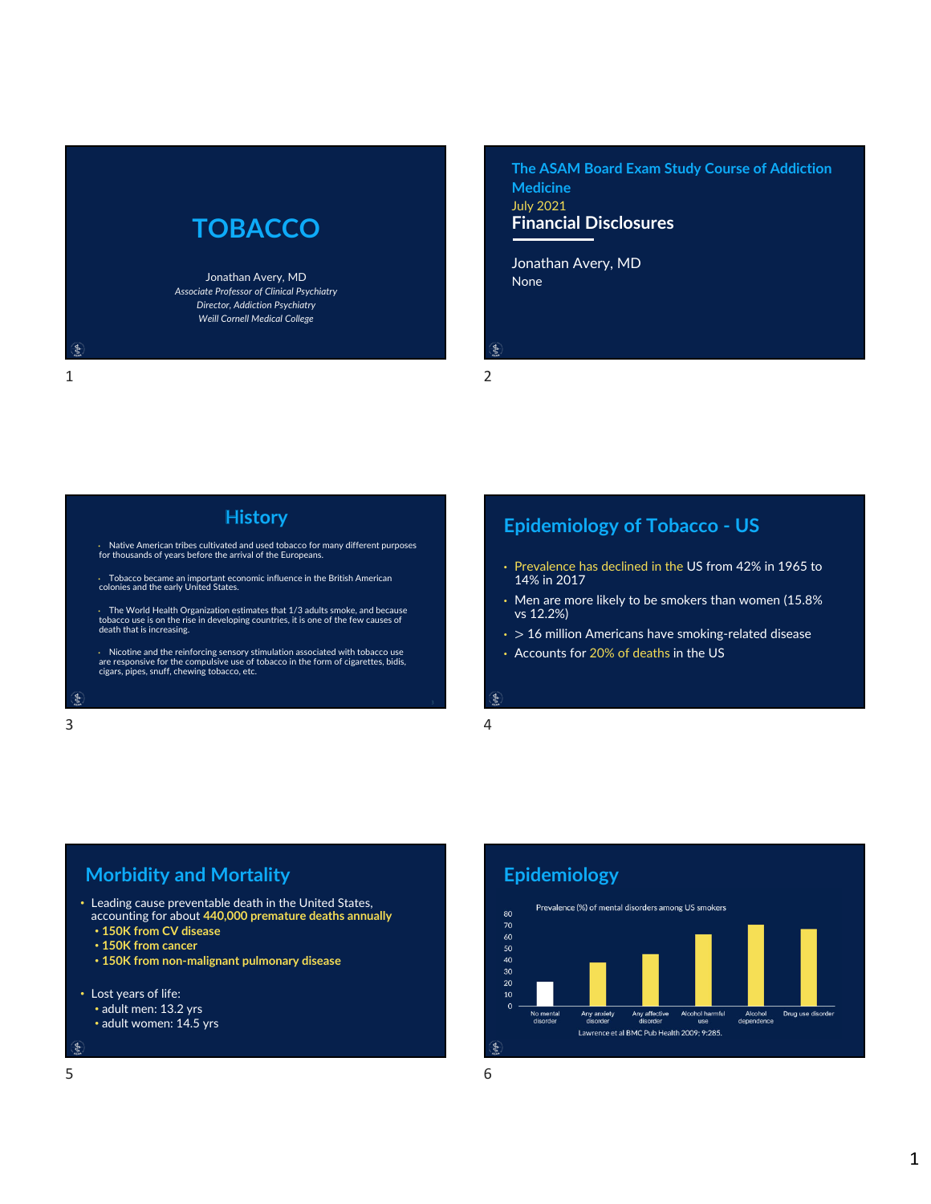# TOBACCO

Jonathan Avery, MD
*Associate Professor of Clinical Psychiatry*
*Director, Addiction Psychiatry*
*Weill Cornell Medical College*

## The ASAM Board Exam Study Course of Addiction Medicine

July 2021

### Financial Disclosures

Jonathan Avery, MD
None

## History

- Native American tribes cultivated and used tobacco for many different purposes for thousands of years before the arrival of the Europeans.
- Tobacco became an important economic influence in the British American colonies and the early United States.
- The World Health Organization estimates that 1/3 adults smoke, and because tobacco use is on the rise in developing countries, it is one of the few causes of death that is increasing.
- Nicotine and the reinforcing sensory stimulation associated with tobacco use are responsive for the compulsive use of tobacco in the form of cigarettes, bidis, cigars, pipes, snuff, chewing tobacco, etc.

## Epidemiology of Tobacco - US

- Prevalence has declined in the US from 42% in 1965 to 14% in 2017
- Men are more likely to be smokers than women (15.8% vs 12.2%)
- > 16 million Americans have smoking-related disease
- Accounts for 20% of deaths in the US

## Morbidity and Mortality

- Leading cause preventable death in the United States, accounting for about **440,000 premature deaths annually**
  - **150K from CV disease**
  - **150K from cancer**
  - **150K from non-malignant pulmonary disease**
- Lost years of life:
  - adult men: 13.2 yrs
  - adult women: 14.5 yrs

## Epidemiology

Prevalence (%) of mental disorders among US smokers

No mental disorder; Any anxiety disorder; Any affective disorder; Alcohol harmful use; Alcohol dependence; Drug use disorder

Lawrence et al BMC Pub Health 2009; 9:285.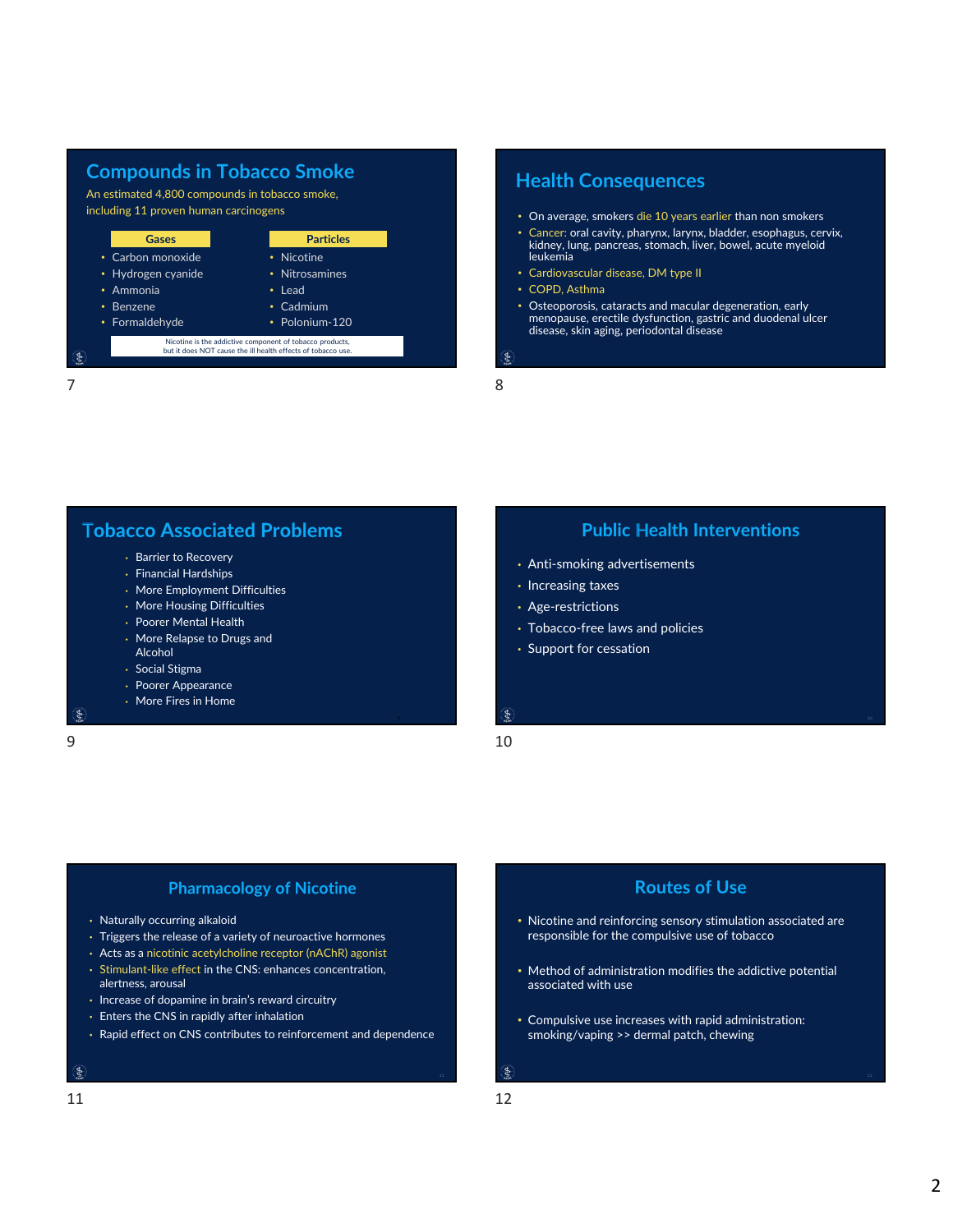## Compounds in Tobacco Smoke

An estimated 4,800 compounds in tobacco smoke, including 11 proven human carcinogens

| Gases | Particles |
|---|---|
| Carbon monoxide | Nicotine |
| Hydrogen cyanide | Nitrosamines |
| Ammonia | Lead |
| Benzene | Cadmium |
| Formaldehyde | Polonium-120 |

Nicotine is the addictive component of tobacco products, but it does NOT cause the ill health effects of tobacco use.

## Health Consequences

- On average, smokers die 10 years earlier than non smokers
- Cancer: oral cavity, pharynx, larynx, bladder, esophagus, cervix, kidney, lung, pancreas, stomach, liver, bowel, acute myeloid leukemia
- Cardiovascular disease, DM type II
- COPD, Asthma
- Osteoporosis, cataracts and macular degeneration, early menopause, erectile dysfunction, gastric and duodenal ulcer disease, skin aging, periodontal disease

## Tobacco Associated Problems

- Barrier to Recovery
- Financial Hardships
- More Employment Difficulties
- More Housing Difficulties
- Poorer Mental Health
- More Relapse to Drugs and Alcohol
- Social Stigma
- Poorer Appearance
- More Fires in Home

## Public Health Interventions

- Anti-smoking advertisements
- Increasing taxes
- Age-restrictions
- Tobacco-free laws and policies
- Support for cessation

## Pharmacology of Nicotine

- Naturally occurring alkaloid
- Triggers the release of a variety of neuroactive hormones
- Acts as a nicotinic acetylcholine receptor (nAChR) agonist
- Stimulant-like effect in the CNS: enhances concentration, alertness, arousal
- Increase of dopamine in brain's reward circuitry
- Enters the CNS in rapidly after inhalation
- Rapid effect on CNS contributes to reinforcement and dependence

## Routes of Use

- Nicotine and reinforcing sensory stimulation associated are responsible for the compulsive use of tobacco
- Method of administration modifies the addictive potential associated with use
- Compulsive use increases with rapid administration: smoking/vaping >> dermal patch, chewing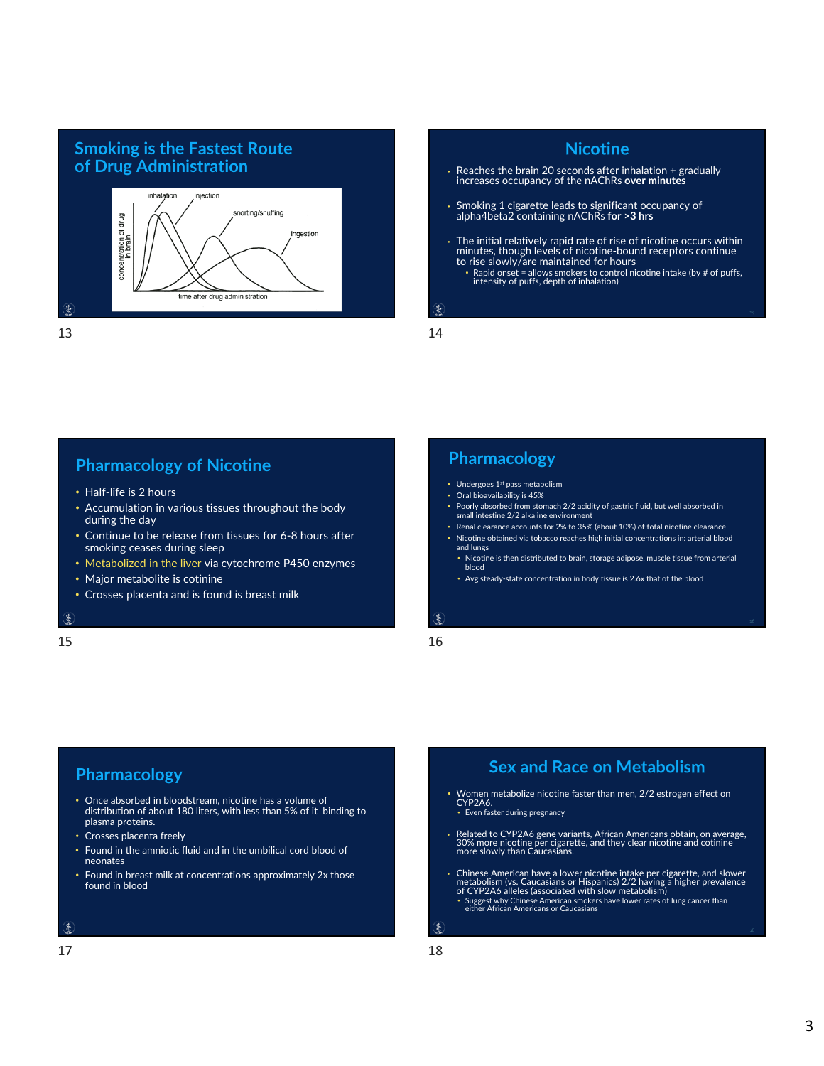## Smoking is the Fastest Route of Drug Administration

inhalation, injection, snorting/snuffing, ingestion

concentration of drug in brain

time after drug administration

## Nicotine

- Reaches the brain 20 seconds after inhalation + gradually increases occupancy of the nAChRs **over minutes**
- Smoking 1 cigarette leads to significant occupancy of alpha4beta2 containing nAChRs **for >3 hrs**
- The initial relatively rapid rate of rise of nicotine occurs within minutes, though levels of nicotine-bound receptors continue to rise slowly/are maintained for hours
  - Rapid onset = allows smokers to control nicotine intake (by # of puffs, intensity of puffs, depth of inhalation)

## Pharmacology of Nicotine

- Half-life is 2 hours
- Accumulation in various tissues throughout the body during the day
- Continue to be release from tissues for 6-8 hours after smoking ceases during sleep
- Metabolized in the liver via cytochrome P450 enzymes
- Major metabolite is cotinine
- Crosses placenta and is found is breast milk

## Pharmacology

- Undergoes 1st pass metabolism
- Oral bioavailability is 45%
- Poorly absorbed from stomach 2/2 acidity of gastric fluid, but well absorbed in small intestine 2/2 alkaline environment
- Renal clearance accounts for 2% to 35% (about 10%) of total nicotine clearance
- Nicotine obtained via tobacco reaches high initial concentrations in: arterial blood and lungs
  - Nicotine is then distributed to brain, storage adipose, muscle tissue from arterial blood
  - Avg steady-state concentration in body tissue is 2.6x that of the blood

## Pharmacology

- Once absorbed in bloodstream, nicotine has a volume of distribution of about 180 liters, with less than 5% of it binding to plasma proteins.
- Crosses placenta freely
- Found in the amniotic fluid and in the umbilical cord blood of neonates
- Found in breast milk at concentrations approximately 2x those found in blood

## Sex and Race on Metabolism

- Women metabolize nicotine faster than men, 2/2 estrogen effect on CYP2A6.
  - Even faster during pregnancy
- Related to CYP2A6 gene variants, African Americans obtain, on average, 30% more nicotine per cigarette, and they clear nicotine and cotinine more slowly than Caucasians.
- Chinese American have a lower nicotine intake per cigarette, and slower metabolism (vs. Caucasians or Hispanics) 2/2 having a higher prevalence of CYP2A6 alleles (associated with slow metabolism)
  - Suggest why Chinese American smokers have lower rates of lung cancer than either African Americans or Caucasians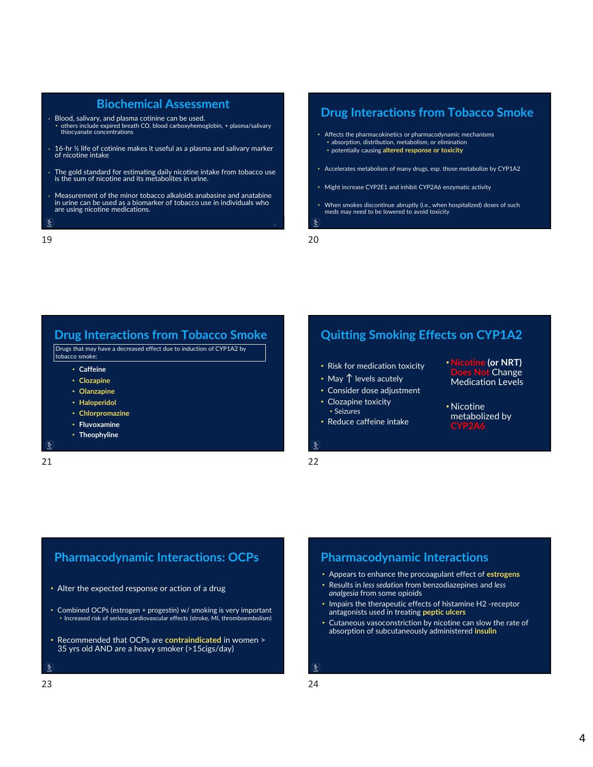## Biochemical Assessment

- Blood, salivary, and plasma cotinine can be used.
  - others include expired breath CO, blood carboxyhemoglobin, + plasma/salivary thiocyanate concentrations
- 16-hr ½ life of cotinine makes it useful as a plasma and salivary marker of nicotine intake
- The gold standard for estimating daily nicotine intake from tobacco use is the sum of nicotine and its metabolites in urine.
- Measurement of the minor tobacco alkaloids anabasine and anatabine in urine can be used as a biomarker of tobacco use in individuals who are using nicotine medications.

## Drug Interactions from Tobacco Smoke

- Affects the pharmacokinetics or pharmacodynamic mechanisms
  - absorption, distribution, metabolism, or elimination
  - potentially causing **altered response or toxicity**
- Accelerates metabolism of many drugs, esp. those metabolize by CYP1A2
- Might increase CYP2E1 and inhibit CYP2A6 enzymatic activity
- When smokes discontinue abruptly (i.e., when hospitalized) doses of such meds may need to be lowered to avoid toxicity

## Drug Interactions from Tobacco Smoke

Drugs that may have a decreased effect due to induction of CYP1A2 by tobacco smoke:

- **Caffeine**
- **Clozapine**
- **Olanzapine**
- **Haloperidol**
- **Chlorpromazine**
- **Fluvoxamine**
- **Theophyline**

## Quitting Smoking Effects on CYP1A2

- Risk for medication toxicity
- May ↑ levels acutely
- Consider dose adjustment
- Clozapine toxicity
  - Seizures
- Reduce caffeine intake

- **Nicotine (or NRT)** Does Not Change Medication Levels
- Nicotine metabolized by CYP2A6

## Pharmacodynamic Interactions: OCPs

- Alter the expected response or action of a drug
- Combined OCPs (estrogen + progestin) w/ smoking is very important
  - Increased risk of serious cardiovascular effects (stroke, MI, thromboembolism)
- Recommended that OCPs are **contraindicated** in women > 35 yrs old AND are a heavy smoker (>15cigs/day)

## Pharmacodynamic Interactions

- Appears to enhance the procoagulant effect of **estrogens**
- Results in *less sedation* from benzodiazepines and *less analgesia* from some opioids
- Impairs the therapeutic effects of histamine H2 -receptor antagonists used in treating **peptic ulcers**
- Cutaneous vasoconstriction by nicotine can slow the rate of absorption of subcutaneously administered **insulin**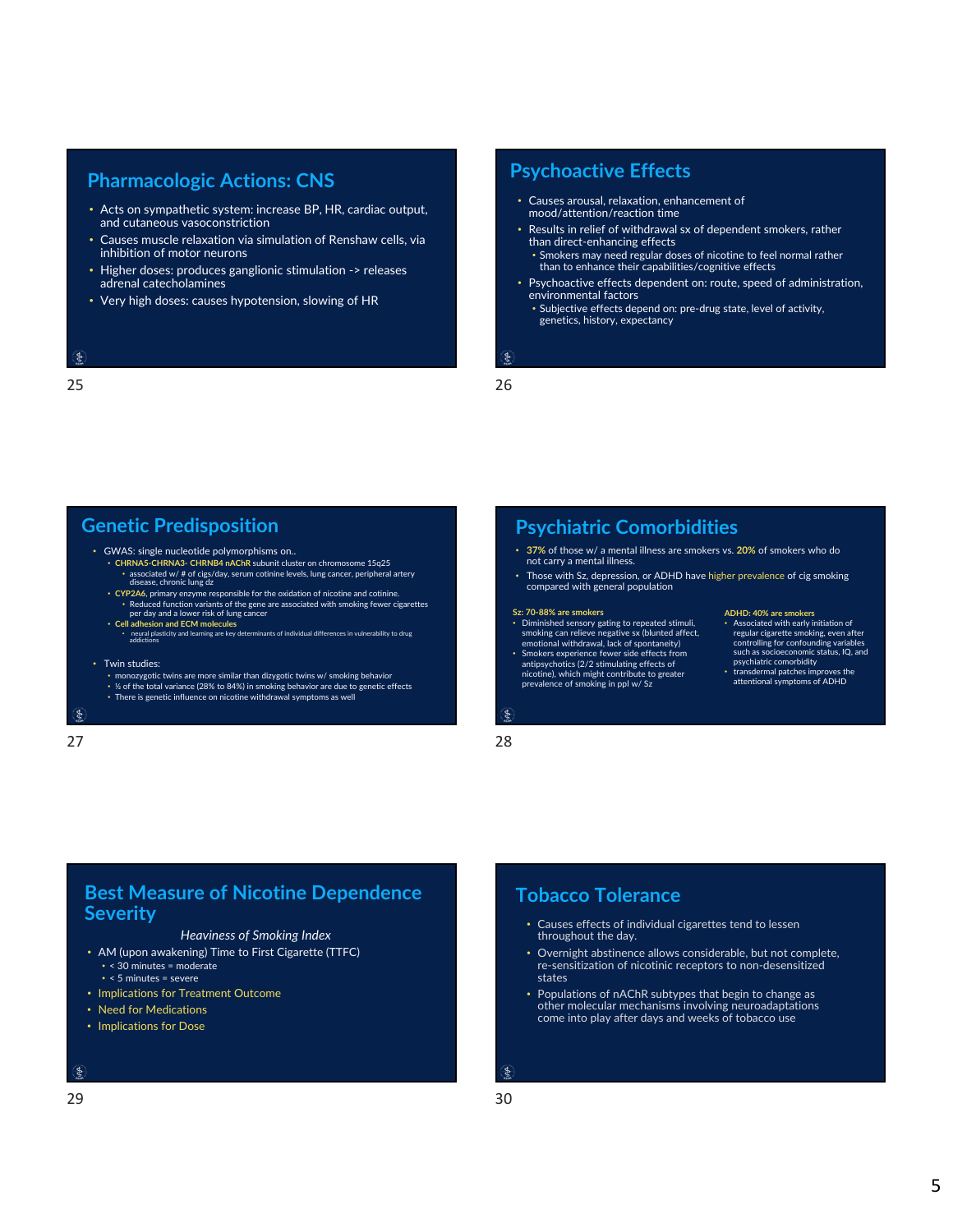## Pharmacologic Actions: CNS

- Acts on sympathetic system: increase BP, HR, cardiac output, and cutaneous vasoconstriction
- Causes muscle relaxation via simulation of Renshaw cells, via inhibition of motor neurons
- Higher doses: produces ganglionic stimulation -> releases adrenal catecholamines
- Very high doses: causes hypotension, slowing of HR

## Psychoactive Effects

- Causes arousal, relaxation, enhancement of mood/attention/reaction time
- Results in relief of withdrawal sx of dependent smokers, rather than direct-enhancing effects
  - Smokers may need regular doses of nicotine to feel normal rather than to enhance their capabilities/cognitive effects
- Psychoactive effects dependent on: route, speed of administration, environmental factors
  - Subjective effects depend on: pre-drug state, level of activity, genetics, history, expectancy

## Genetic Predisposition

- GWAS: single nucleotide polymorphisms on..
  - CHRNA5-CHRNA3- CHRNB4 nAChR subunit cluster on chromosome 15q25
    - associated w/ # of cigs/day, serum cotinine levels, lung cancer, peripheral artery disease, chronic lung dz
  - CYP2A6, primary enzyme responsible for the oxidation of nicotine and cotinine.
    - Reduced function variants of the gene are associated with smoking fewer cigarettes per day and a lower risk of lung cancer
  - Cell adhesion and ECM molecules
    - neural plasticity and learning are key determinants of individual differences in vulnerability to drug addictions
- Twin studies:
  - monozygotic twins are more similar than dizygotic twins w/ smoking behavior
  - ½ of the total variance (28% to 84%) in smoking behavior are due to genetic effects
  - There is genetic influence on nicotine withdrawal symptoms as well

## Psychiatric Comorbidities

- 37% of those w/ a mental illness are smokers vs. 20% of smokers who do not carry a mental illness.
- Those with Sz, depression, or ADHD have higher prevalence of cig smoking compared with general population

**Sz: 70-88% are smokers**

- Diminished sensory gating to repeated stimuli, smoking can relieve negative sx (blunted affect, emotional withdrawal, lack of spontaneity)
- Smokers experience fewer side effects from antipsychotics (2/2 stimulating effects of nicotine), which might contribute to greater prevalence of smoking in ppl w/ Sz

**ADHD: 40% are smokers**

- Associated with early initiation of regular cigarette smoking, even after controlling for confounding variables such as socioeconomic status, IQ, and psychiatric comorbidity
- transdermal patches improves the attentional symptoms of ADHD

## Best Measure of Nicotine Dependence Severity

*Heaviness of Smoking Index*

- AM (upon awakening) Time to First Cigarette (TTFC)
  - < 30 minutes = moderate
  - < 5 minutes = severe
- Implications for Treatment Outcome
- Need for Medications
- Implications for Dose

## Tobacco Tolerance

- Causes effects of individual cigarettes tend to lessen throughout the day.
- Overnight abstinence allows considerable, but not complete, re-sensitization of nicotinic receptors to non-desensitized states
- Populations of nAChR subtypes that begin to change as other molecular mechanisms involving neuroadaptations come into play after days and weeks of tobacco use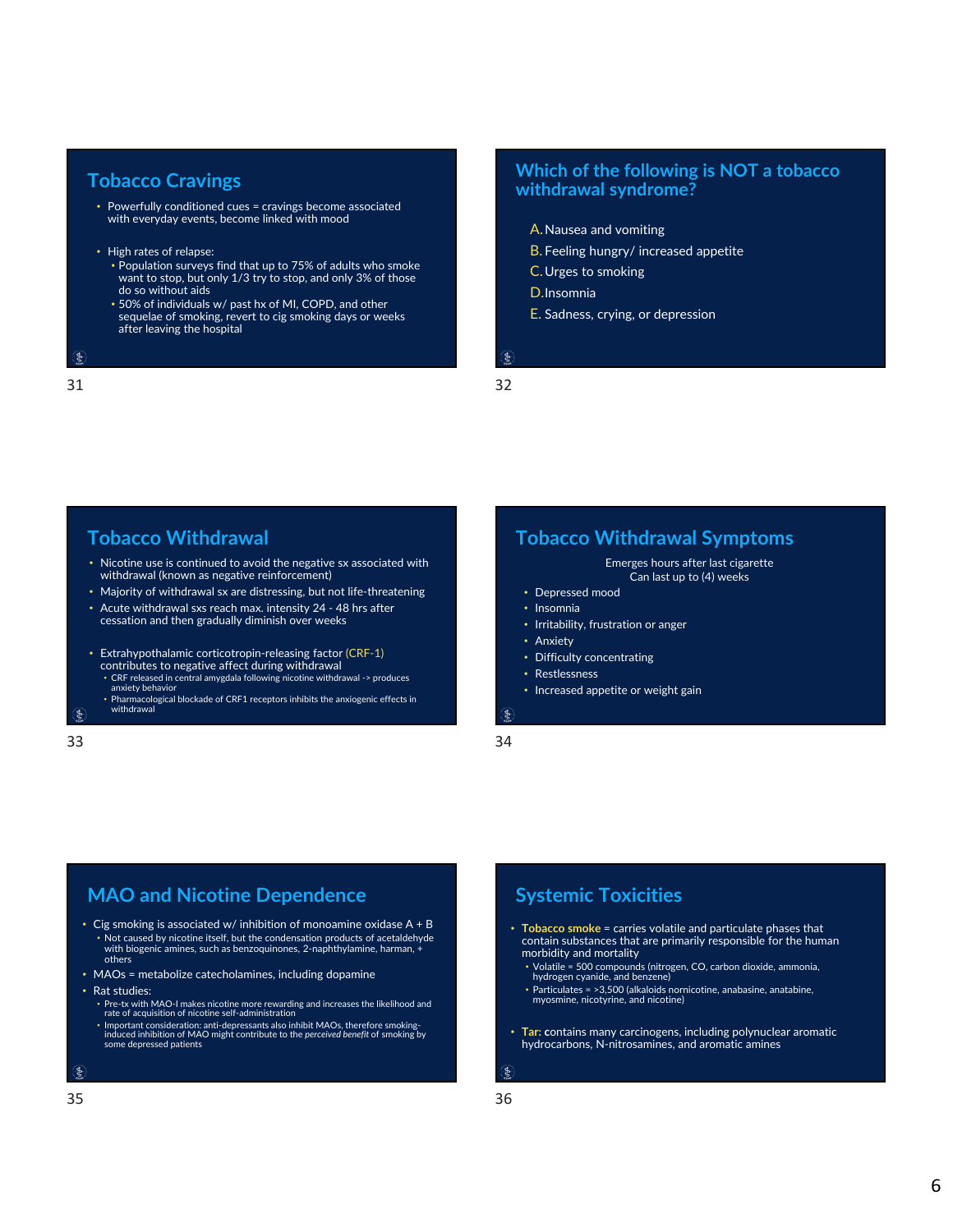## Tobacco Cravings

- Powerfully conditioned cues = cravings become associated with everyday events, become linked with mood
- High rates of relapse:
  - Population surveys find that up to 75% of adults who smoke want to stop, but only 1/3 try to stop, and only 3% of those do so without aids
  - 50% of individuals w/ past hx of MI, COPD, and other sequelae of smoking, revert to cig smoking days or weeks after leaving the hospital

## Which of the following is NOT a tobacco withdrawal syndrome?

A. Nausea and vomiting
B. Feeling hungry/ increased appetite
C. Urges to smoking
D. Insomnia
E. Sadness, crying, or depression

## Tobacco Withdrawal

- Nicotine use is continued to avoid the negative sx associated with withdrawal (known as negative reinforcement)
- Majority of withdrawal sx are distressing, but not life-threatening
- Acute withdrawal sxs reach max. intensity 24 - 48 hrs after cessation and then gradually diminish over weeks
- Extrahypothalamic corticotropin-releasing factor (CRF-1) contributes to negative affect during withdrawal
  - CRF released in central amygdala following nicotine withdrawal -> produces anxiety behavior
  - Pharmacological blockade of CRF1 receptors inhibits the anxiogenic effects in withdrawal

## Tobacco Withdrawal Symptoms

Emerges hours after last cigarette
Can last up to (4) weeks

- Depressed mood
- Insomnia
- Irritability, frustration or anger
- Anxiety
- Difficulty concentrating
- Restlessness
- Increased appetite or weight gain

## MAO and Nicotine Dependence

- Cig smoking is associated w/ inhibition of monoamine oxidase A + B
  - Not caused by nicotine itself, but the condensation products of acetaldehyde with biogenic amines, such as benzoquinones, 2-naphthylamine, harman, + others
- MAOs = metabolize catecholamines, including dopamine
- Rat studies:
  - Pre-tx with MAO-I makes nicotine more rewarding and increases the likelihood and rate of acquisition of nicotine self-administration
  - Important consideration: anti-depressants also inhibit MAOs, therefore smoking-induced inhibition of MAO might contribute to the *perceived benefit* of smoking by some depressed patients

## Systemic Toxicities

- **Tobacco smoke** = carries volatile and particulate phases that contain substances that are primarily responsible for the human morbidity and mortality
  - Volatile = 500 compounds (nitrogen, CO, carbon dioxide, ammonia, hydrogen cyanide, and benzene)
  - Particulates = >3,500 (alkaloids nornicotine, anabasine, anatabine, myosmine, nicotyrine, and nicotine)
- **Tar:** contains many carcinogens, including polynuclear aromatic hydrocarbons, N-nitrosamines, and aromatic amines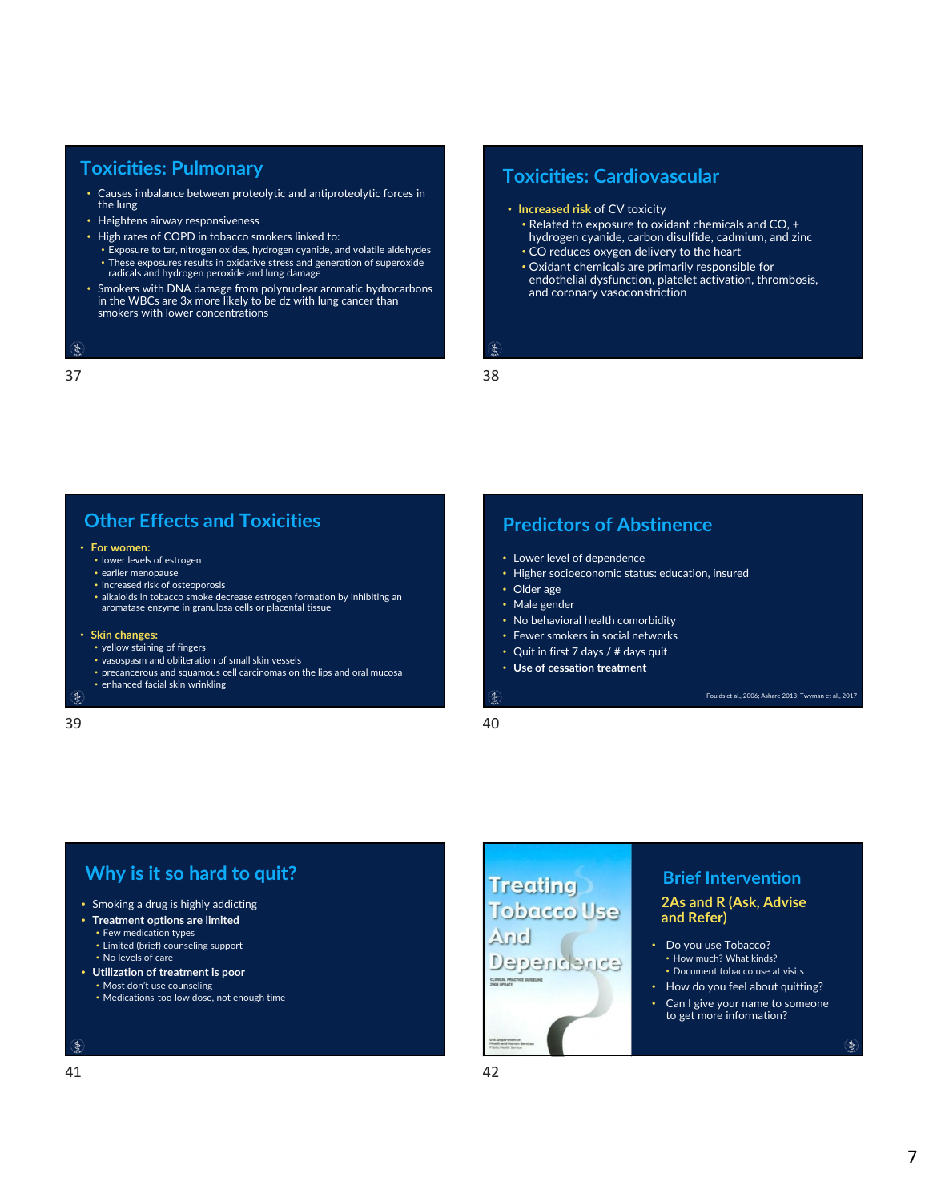## Toxicities: Pulmonary

- Causes imbalance between proteolytic and antiproteolytic forces in the lung
- Heightens airway responsiveness
- High rates of COPD in tobacco smokers linked to:
  - Exposure to tar, nitrogen oxides, hydrogen cyanide, and volatile aldehydes
  - These exposures results in oxidative stress and generation of superoxide radicals and hydrogen peroxide and lung damage
- Smokers with DNA damage from polynuclear aromatic hydrocarbons in the WBCs are 3x more likely to be dz with lung cancer than smokers with lower concentrations

## Toxicities: Cardiovascular

- **Increased risk** of CV toxicity
  - Related to exposure to oxidant chemicals and CO, + hydrogen cyanide, carbon disulfide, cadmium, and zinc
  - CO reduces oxygen delivery to the heart
  - Oxidant chemicals are primarily responsible for endothelial dysfunction, platelet activation, thrombosis, and coronary vasoconstriction

## Other Effects and Toxicities

- **For women:**
  - lower levels of estrogen
  - earlier menopause
  - increased risk of osteoporosis
  - alkaloids in tobacco smoke decrease estrogen formation by inhibiting an aromatase enzyme in granulosa cells or placental tissue
- **Skin changes:**
  - yellow staining of fingers
  - vasospasm and obliteration of small skin vessels
  - precancerous and squamous cell carcinomas on the lips and oral mucosa
  - enhanced facial skin wrinkling

## Predictors of Abstinence

- Lower level of dependence
- Higher socioeconomic status: education, insured
- Older age
- Male gender
- No behavioral health comorbidity
- Fewer smokers in social networks
- Quit in first 7 days / # days quit
- **Use of cessation treatment**

Foulds et al., 2006; Ashare 2013; Twyman et al., 2017

## Why is it so hard to quit?

- Smoking a drug is highly addicting
- **Treatment options are limited**
  - Few medication types
  - Limited (brief) counseling support
  - No levels of care
- **Utilization of treatment is poor**
  - Most don't use counseling
  - Medications-too low dose, not enough time

## Brief Intervention

### 2As and R (Ask, Advise and Refer)

- Do you use Tobacco?
  - How much? What kinds?
  - Document tobacco use at visits
- How do you feel about quitting?
- Can I give your name to someone to get more information?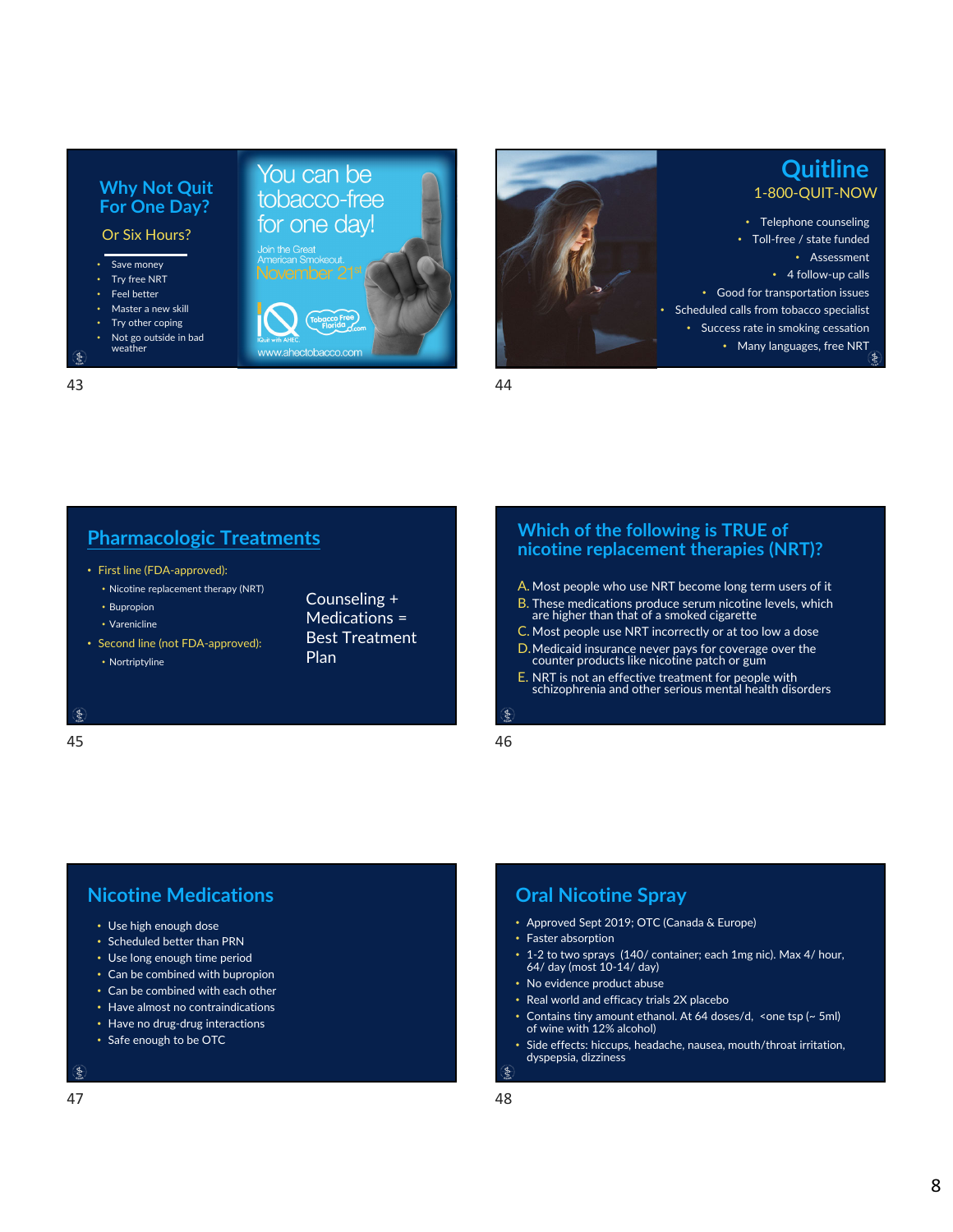## Why Not Quit For One Day?

### Or Six Hours?

- Save money
- Try free NRT
- Feel better
- Master a new skill
- Try other coping
- Not go outside in bad weather

You can be tobacco-free for one day!

Join the Great American Smokeout. November 21st

iQuit with AHEC. Tobacco Free Florida.com

www.ahectobacco.com

## Quitline

### 1-800-QUIT-NOW

- Telephone counseling
- Toll-free / state funded
- Assessment
- 4 follow-up calls
- Good for transportation issues
- Scheduled calls from tobacco specialist
- Success rate in smoking cessation
- Many languages, free NRT

## Pharmacologic Treatments

- First line (FDA-approved):
  - Nicotine replacement therapy (NRT)
  - Bupropion
  - Varenicline
- Second line (not FDA-approved):
  - Nortriptyline

Counseling + Medications = Best Treatment Plan

## Which of the following is TRUE of nicotine replacement therapies (NRT)?

A. Most people who use NRT become long term users of it

B. These medications produce serum nicotine levels, which are higher than that of a smoked cigarette

C. Most people use NRT incorrectly or at too low a dose

D. Medicaid insurance never pays for coverage over the counter products like nicotine patch or gum

E. NRT is not an effective treatment for people with schizophrenia and other serious mental health disorders

## Nicotine Medications

- Use high enough dose
- Scheduled better than PRN
- Use long enough time period
- Can be combined with bupropion
- Can be combined with each other
- Have almost no contraindications
- Have no drug-drug interactions
- Safe enough to be OTC

## Oral Nicotine Spray

- Approved Sept 2019; OTC (Canada & Europe)
- Faster absorption
- 1-2 to two sprays (140/ container; each 1mg nic). Max 4/ hour, 64/ day (most 10-14/ day)
- No evidence product abuse
- Real world and efficacy trials 2X placebo
- Contains tiny amount ethanol. At 64 doses/d, <one tsp (~ 5ml) of wine with 12% alcohol)
- Side effects: hiccups, headache, nausea, mouth/throat irritation, dyspepsia, dizziness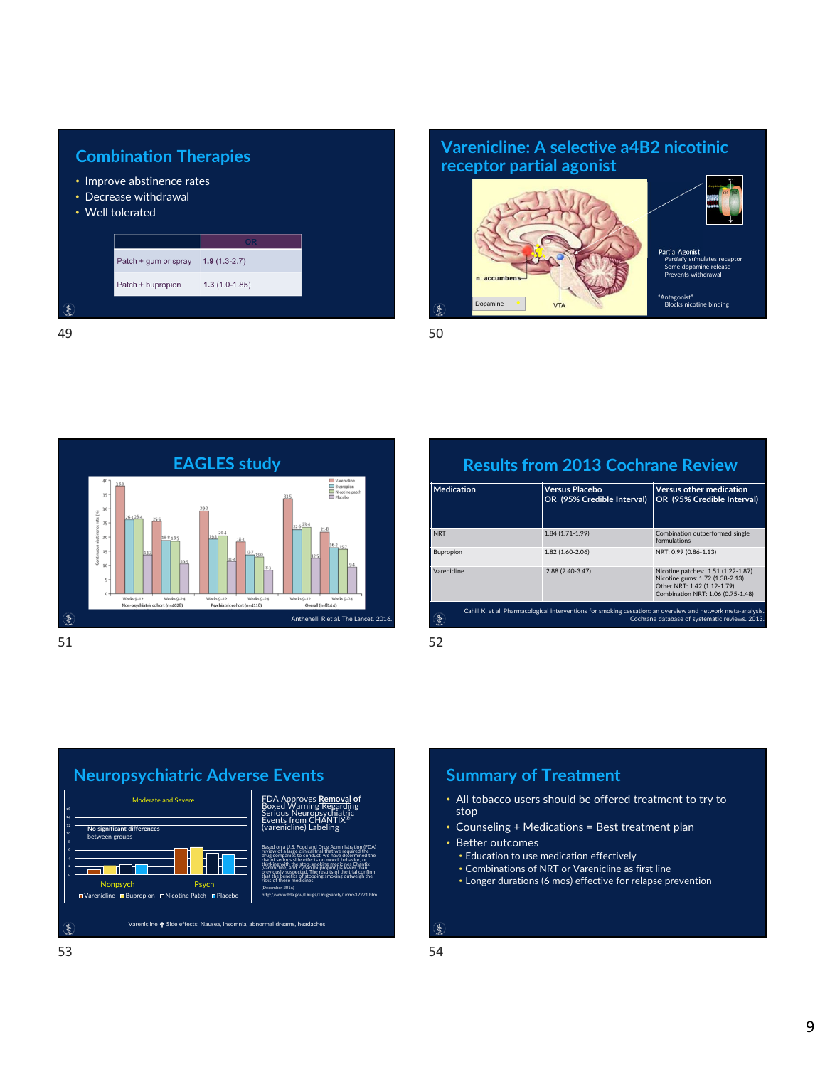## Combination Therapies

- Improve abstinence rates
- Decrease withdrawal
- Well tolerated

| | OR |
|---|---|
| Patch + gum or spray | **1.9** (1.3-2.7) |
| Patch + bupropion | **1.3** (1.0-1.85) |

## Varenicline: A selective a4B2 nicotinic receptor partial agonist

n. accumbens

Dopamine

VTA

Partial Agonist
- Partially stimulates receptor
- Some dopamine release
- Prevents withdrawal

"Antagonist"
- Blocks nicotine binding

## EAGLES study

Antheneli R et al. The Lancet. 2016.

## Results from 2013 Cochrane Review

| Medication | Versus Placebo OR (95% Credible Interval) | Versus other medication OR (95% Credible Interval) |
|---|---|---|
| NRT | 1.84 (1.71-1.99) | Combination outperformed single formulations |
| Bupropion | 1.82 (1.60-2.06) | NRT: 0.99 (0.86-1.13) |
| Varenicline | 2.88 (2.40-3.47) | Nicotine patches: 1.51 (1.22-1.87)<br>Nicotine gums: 1.72 (1.38-2.13)<br>Other NRT: 1.42 (1.12-1.79)<br>Combination NRT: 1.06 (0.75-1.48) |

Cahill K. et al. Pharmacological interventions for smoking cessation: an overview and network meta-analysis. Cochrane database of systematic reviews. 2013.

## Neuropsychiatric Adverse Events

Moderate and Severe

No significant differences between groups

Nonpsych / Psych

Varenicline / Bupropion / Nicotine Patch / Placebo

FDA Approves **Removal** of Boxed Warning Regarding Serious Neuropsychiatric Events from CHANTIX® (varenicline) Labeling

Based on a U.S. Food and Drug Administration (FDA) review of a large clinical trial that we required the drug companies to conduct, we have determined the risk of serious side effects on mood, behavior, or thinking with the stop-smoking medicines Chantix (varenicline) and Zyban (bupropion) is lower than previously suspected. The results of the trial confirm that the benefits of stopping smoking outweigh the risks of these medicines

(December 2016)

http://www.fda.gov/Drugs/DrugSafety/ucm532221.htm

Varenicline ↑ Side effects: Nausea, insomnia, abnormal dreams, headaches

## Summary of Treatment

- All tobacco users should be offered treatment to try to stop
- Counseling + Medications = Best treatment plan
- Better outcomes
  - Education to use medication effectively
  - Combinations of NRT or Varenicline as first line
  - Longer durations (6 mos) effective for relapse prevention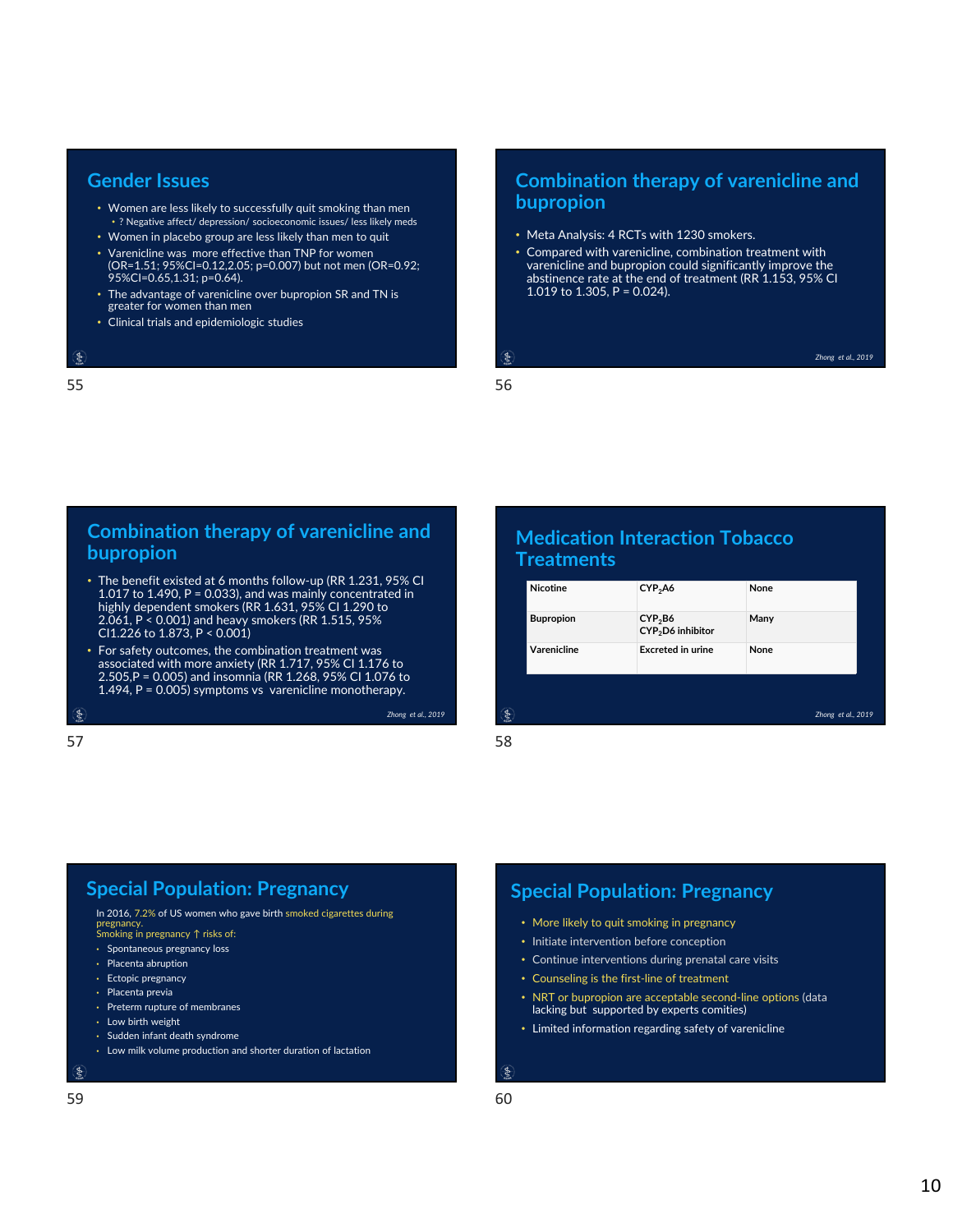## Gender Issues

- Women are less likely to successfully quit smoking than men
  - ? Negative affect/ depression/ socioeconomic issues/ less likely meds
- Women in placebo group are less likely than men to quit
- Varenicline was more effective than TNP for women (OR=1.51; 95%CI=0.12,2.05; p=0.007) but not men (OR=0.92; 95%CI=0.65,1.31; p=0.64).
- The advantage of varenicline over bupropion SR and TN is greater for women than men
- Clinical trials and epidemiologic studies

## Combination therapy of varenicline and bupropion

- Meta Analysis: 4 RCTs with 1230 smokers.
- Compared with varenicline, combination treatment with varenicline and bupropion could significantly improve the abstinence rate at the end of treatment (RR 1.153, 95% CI 1.019 to 1.305, P = 0.024).

*Zhong et al., 2019*

## Combination therapy of varenicline and bupropion

- The benefit existed at 6 months follow-up (RR 1.231, 95% CI 1.017 to 1.490, P = 0.033), and was mainly concentrated in highly dependent smokers (RR 1.631, 95% CI 1.290 to 2.061, P < 0.001) and heavy smokers (RR 1.515, 95% CI1.226 to 1.873, P < 0.001)
- For safety outcomes, the combination treatment was associated with more anxiety (RR 1.717, 95% CI 1.176 to 2.505,P = 0.005) and insomnia (RR 1.268, 95% CI 1.076 to 1.494, P = 0.005) symptoms vs varenicline monotherapy.

*Zhong et al., 2019*

## Medication Interaction Tobacco Treatments

| | | |
|---|---|---|
| Nicotine | $CYP_2A6$ | None |
| Bupropion | $CYP_2B6$<br>$CYP_2D6$ inhibitor | Many |
| Varenicline | Excreted in urine | None |

*Zhong et al., 2019*

## Special Population: Pregnancy

In 2016, 7.2% of US women who gave birth smoked cigarettes during pregnancy.

Smoking in pregnancy ↑ risks of:

- Spontaneous pregnancy loss
- Placenta abruption
- Ectopic pregnancy
- Placenta previa
- Preterm rupture of membranes
- Low birth weight
- Sudden infant death syndrome
- Low milk volume production and shorter duration of lactation

## Special Population: Pregnancy

- More likely to quit smoking in pregnancy
- Initiate intervention before conception
- Continue interventions during prenatal care visits
- Counseling is the first-line of treatment
- NRT or bupropion are acceptable second-line options (data lacking but supported by experts comities)
- Limited information regarding safety of varenicline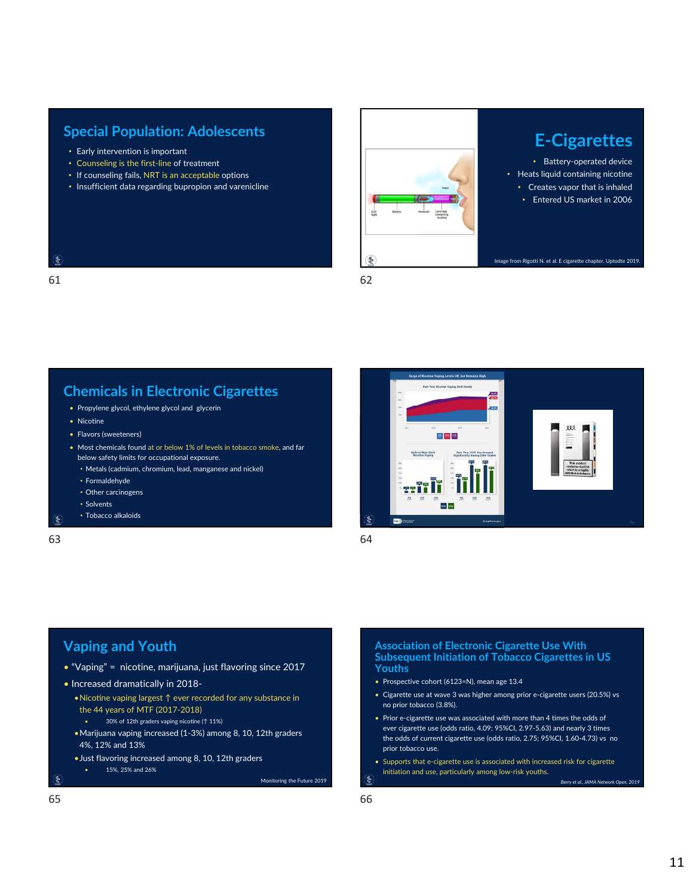## Special Population: Adolescents

- Early intervention is important
- Counseling is the first-line of treatment
- If counseling fails, NRT is an acceptable options
- Insufficient data regarding bupropion and varenicline

## E-Cigarettes

- Battery-operated device
- Heats liquid containing nicotine
- Creates vapor that is inhaled
- Entered US market in 2006

Image from Rigotti N. et al. E cigarette chapter. Uptodte 2019.

## Chemicals in Electronic Cigarettes

- Propylene glycol, ethylene glycol and glycerin
- Nicotine
- Flavors (sweeteners)
- Most chemicals found at or below 1% of levels in tobacco smoke, and far below safety limits for occupational exposure.
  - Metals (cadmium, chromium, lead, manganese and nickel)
  - Formaldehyde
  - Other carcinogens
  - Solvents
  - Tobacco alkaloids

## Vaping and Youth

- "Vaping" = nicotine, marijuana, just flavoring since 2017
- Increased dramatically in 2018-
  - Nicotine vaping largest ↑ ever recorded for any substance in the 44 years of MTF (2017-2018)
    - 30% of 12th graders vaping nicotine (↑ 11%)
  - Marijuana vaping increased (1-3%) among 8, 10, 12th graders 4%, 12% and 13%
  - Just flavoring increased among 8, 10, 12th graders
    - 15%, 25% and 26%

Monitoring the Future 2019

## Association of Electronic Cigarette Use With Subsequent Initiation of Tobacco Cigarettes in US Youths

- Prospective cohort (6123=N), mean age 13.4
- Cigarette use at wave 3 was higher among prior e-cigarette users (20.5%) vs no prior tobacco (3.8%).
- Prior e-cigarette use was associated with more than 4 times the odds of ever cigarette use (odds ratio, 4.09; 95%CI, 2.97-5.63) and nearly 3 times the odds of current cigarette use (odds ratio, 2.75; 95%CI, 1.60-4.73) vs no prior tobacco use.
- Supports that e-cigarette use is associated with increased risk for cigarette initiation and use, particularly among low-risk youths.

*Berry et al., JAMA Network Open, 2019*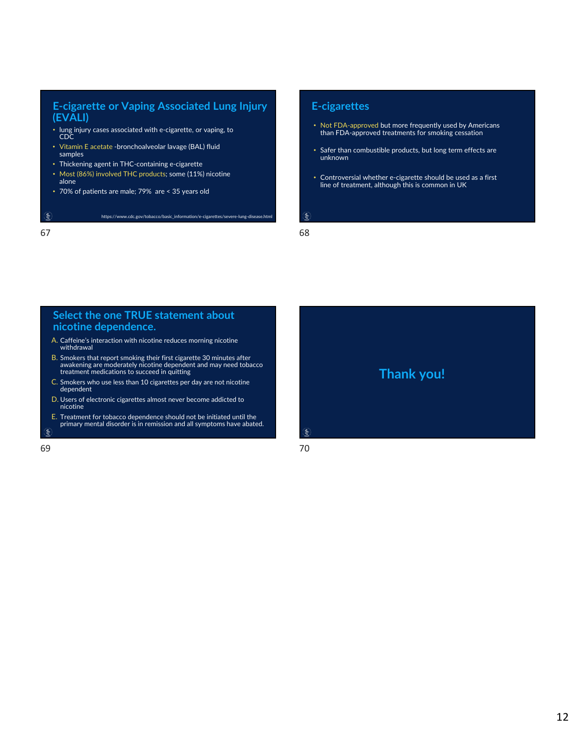## E-cigarette or Vaping Associated Lung Injury (EVALI)

- lung injury cases associated with e-cigarette, or vaping, to CDC
- Vitamin E acetate -bronchoalveolar lavage (BAL) fluid samples
- Thickening agent in THC-containing e-cigarette
- Most (86%) involved THC products; some (11%) nicotine alone
- 70% of patients are male; 79% are < 35 years old

https://www.cdc.gov/tobacco/basic_information/e-cigarettes/severe-lung-disease.html

67

## E-cigarettes

- Not FDA-approved but more frequently used by Americans than FDA-approved treatments for smoking cessation
- Safer than combustible products, but long term effects are unknown
- Controversial whether e-cigarette should be used as a first line of treatment, although this is common in UK

68

## Select the one TRUE statement about nicotine dependence.

A. Caffeine's interaction with nicotine reduces morning nicotine withdrawal

B. Smokers that report smoking their first cigarette 30 minutes after awakening are moderately nicotine dependent and may need tobacco treatment medications to succeed in quitting

C. Smokers who use less than 10 cigarettes per day are not nicotine dependent

D. Users of electronic cigarettes almost never become addicted to nicotine

E. Treatment for tobacco dependence should not be initiated until the primary mental disorder is in remission and all symptoms have abated.

69

## Thank you!

70